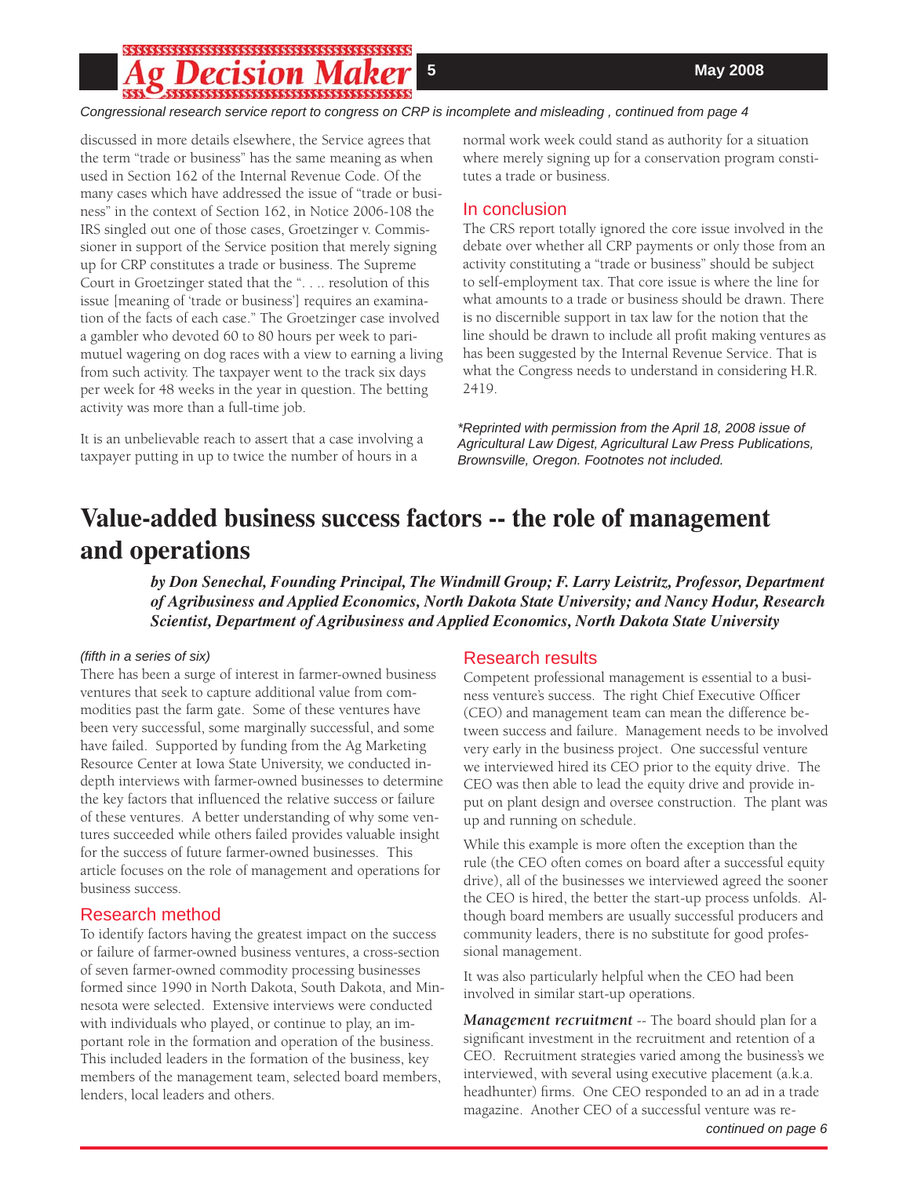*Congressional research service report to congress on CRP is incomplete and misleading , continued from page 4*

discussed in more details elsewhere, the Service agrees that the term "trade or business" has the same meaning as when used in Section 162 of the Internal Revenue Code. Of the many cases which have addressed the issue of "trade or business" in the context of Section 162, in Notice 2006-108 the IRS singled out one of those cases, Groetzinger v. Commissioner in support of the Service position that merely signing up for CRP constitutes a trade or business. The Supreme Court in Groetzinger stated that the ". . .. resolution of this issue [meaning of 'trade or business'] requires an examination of the facts of each case." The Groetzinger case involved a gambler who devoted 60 to 80 hours per week to pari-mutuel wagering on dog races with a view to earning a living from such activity. The taxpayer went to the track six days per week for 48 weeks in the year in question. The betting activity was more than a full-time job.

It is an unbelievable reach to assert that a case involving a taxpayer putting in up to twice the number of hours in a normal work week could stand as authority for a situation where merely signing up for a conservation program constitutes a trade or business.

## In conclusion

The CRS report totally ignored the core issue involved in the debate over whether all CRP payments or only those from an activity constituting a "trade or business" should be subject to self-employment tax. That core issue is where the line for what amounts to a trade or business should be drawn. There is no discernible support in tax law for the notion that the line should be drawn to include all profit making ventures as has been suggested by the Internal Revenue Service. That is what the Congress needs to understand in considering H.R. 2419.

*\*Reprinted with permission from the April 18, 2008 issue of Agricultural Law Digest, Agricultural Law Press Publications, Brownsville, Oregon. Footnotes not included.*

# Value-added business success factors -- the role of management and operations

***by Don Senechal, Founding Principal, The Windmill Group; F. Larry Leistritz, Professor, Department of Agribusiness and Applied Economics, North Dakota State University; and Nancy Hodur, Research Scientist, Department of Agribusiness and Applied Economics, North Dakota State University***

*(fifth in a series of six)*

There has been a surge of interest in farmer-owned business ventures that seek to capture additional value from commodities past the farm gate. Some of these ventures have been very successful, some marginally successful, and some have failed. Supported by funding from the Ag Marketing Resource Center at Iowa State University, we conducted in-depth interviews with farmer-owned businesses to determine the key factors that influenced the relative success or failure of these ventures. A better understanding of why some ventures succeeded while others failed provides valuable insight for the success of future farmer-owned businesses. This article focuses on the role of management and operations for business success.

## Research method

To identify factors having the greatest impact on the success or failure of farmer-owned business ventures, a cross-section of seven farmer-owned commodity processing businesses formed since 1990 in North Dakota, South Dakota, and Minnesota were selected. Extensive interviews were conducted with individuals who played, or continue to play, an important role in the formation and operation of the business. This included leaders in the formation of the business, key members of the management team, selected board members, lenders, local leaders and others.

## Research results

Competent professional management is essential to a business venture's success. The right Chief Executive Officer (CEO) and management team can mean the difference between success and failure. Management needs to be involved very early in the business project. One successful venture we interviewed hired its CEO prior to the equity drive. The CEO was then able to lead the equity drive and provide input on plant design and oversee construction. The plant was up and running on schedule.

While this example is more often the exception than the rule (the CEO often comes on board after a successful equity drive), all of the businesses we interviewed agreed the sooner the CEO is hired, the better the start-up process unfolds. Although board members are usually successful producers and community leaders, there is no substitute for good professional management.

It was also particularly helpful when the CEO had been involved in similar start-up operations.

***Management recruitment*** -- The board should plan for a significant investment in the recruitment and retention of a CEO. Recruitment strategies varied among the business's we interviewed, with several using executive placement (a.k.a. headhunter) firms. One CEO responded to an ad in a trade magazine. Another CEO of a successful venture was re-

*continued on page 6*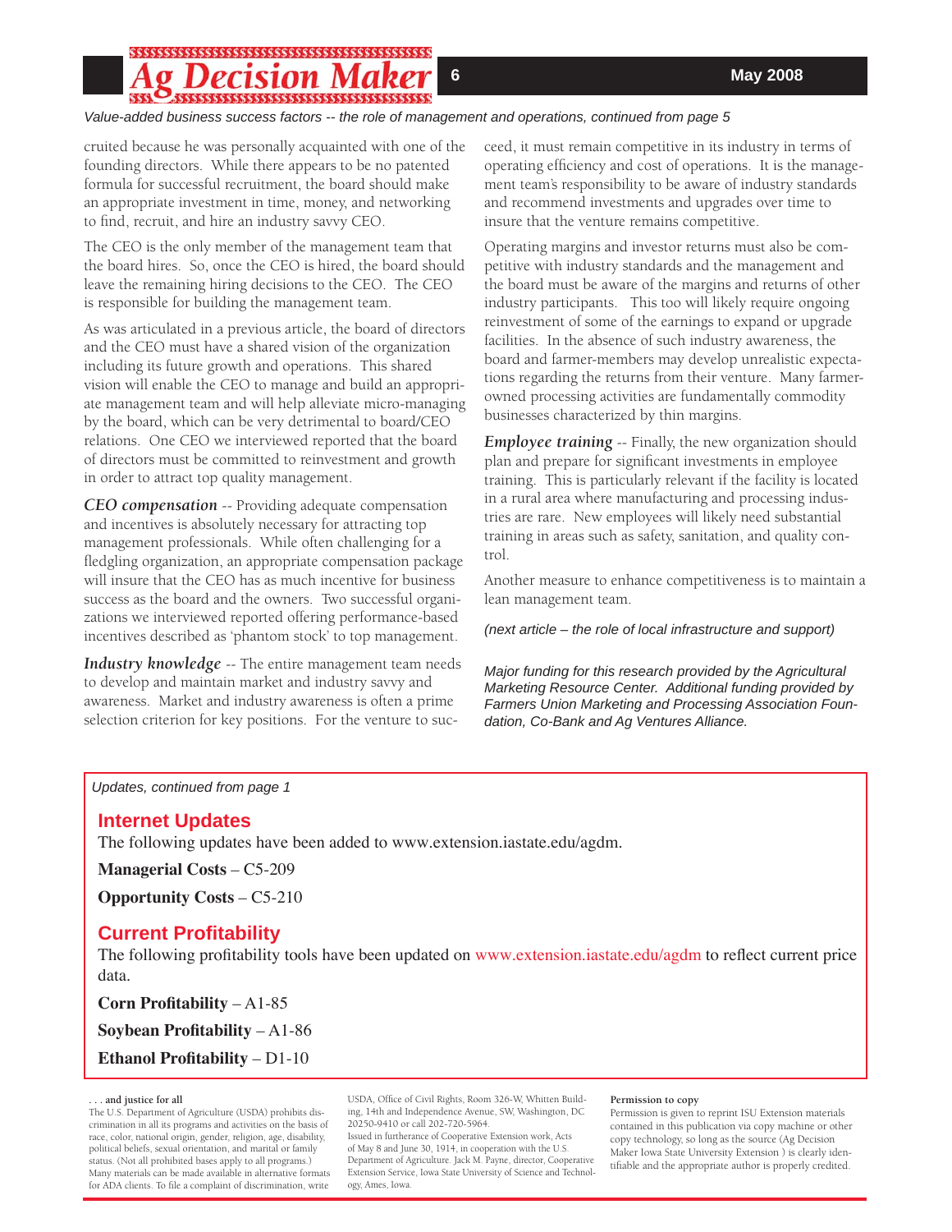*Value-added business success factors -- the role of management and operations, continued from page 5*

cruited because he was personally acquainted with one of the founding directors. While there appears to be no patented formula for successful recruitment, the board should make an appropriate investment in time, money, and networking to find, recruit, and hire an industry savvy CEO.

The CEO is the only member of the management team that the board hires. So, once the CEO is hired, the board should leave the remaining hiring decisions to the CEO. The CEO is responsible for building the management team.

As was articulated in a previous article, the board of directors and the CEO must have a shared vision of the organization including its future growth and operations. This shared vision will enable the CEO to manage and build an appropriate management team and will help alleviate micro-managing by the board, which can be very detrimental to board/CEO relations. One CEO we interviewed reported that the board of directors must be committed to reinvestment and growth in order to attract top quality management.

***CEO compensation*** -- Providing adequate compensation and incentives is absolutely necessary for attracting top management professionals. While often challenging for a fledgling organization, an appropriate compensation package will insure that the CEO has as much incentive for business success as the board and the owners. Two successful organizations we interviewed reported offering performance-based incentives described as 'phantom stock' to top management.

***Industry knowledge*** -- The entire management team needs to develop and maintain market and industry savvy and awareness. Market and industry awareness is often a prime selection criterion for key positions. For the venture to succeed, it must remain competitive in its industry in terms of operating efficiency and cost of operations. It is the management team's responsibility to be aware of industry standards and recommend investments and upgrades over time to insure that the venture remains competitive.

Operating margins and investor returns must also be competitive with industry standards and the management and the board must be aware of the margins and returns of other industry participants. This too will likely require ongoing reinvestment of some of the earnings to expand or upgrade facilities. In the absence of such industry awareness, the board and farmer-members may develop unrealistic expectations regarding the returns from their venture. Many farmer-owned processing activities are fundamentally commodity businesses characterized by thin margins.

***Employee training*** -- Finally, the new organization should plan and prepare for significant investments in employee training. This is particularly relevant if the facility is located in a rural area where manufacturing and processing industries are rare. New employees will likely need substantial training in areas such as safety, sanitation, and quality control.

Another measure to enhance competitiveness is to maintain a lean management team.

*(next article – the role of local infrastructure and support)*

*Major funding for this research provided by the Agricultural Marketing Resource Center. Additional funding provided by Farmers Union Marketing and Processing Association Foundation, Co-Bank and Ag Ventures Alliance.*

*Updates, continued from page 1*

## Internet Updates

The following updates have been added to www.extension.iastate.edu/agdm.

**Managerial Costs** – C5-209

**Opportunity Costs** – C5-210

## Current Profitability

The following profitability tools have been updated on www.extension.iastate.edu/agdm to reflect current price data.

**Corn Profitability** – A1-85

**Soybean Profitability** – A1-86

**Ethanol Profitability** – D1-10

**. . . and justice for all**
The U.S. Department of Agriculture (USDA) prohibits discrimination in all its programs and activities on the basis of race, color, national origin, gender, religion, age, disability, political beliefs, sexual orientation, and marital or family status. (Not all prohibited bases apply to all programs.) Many materials can be made available in alternative formats for ADA clients. To file a complaint of discrimination, write USDA, Office of Civil Rights, Room 326-W, Whitten Building, 14th and Independence Avenue, SW, Washington, DC 20250-9410 or call 202-720-5964.
Issued in furtherance of Cooperative Extension work, Acts of May 8 and June 30, 1914, in cooperation with the U.S. Department of Agriculture. Jack M. Payne, director, Cooperative Extension Service, Iowa State University of Science and Technology, Ames, Iowa.

**Permission to copy**
Permission is given to reprint ISU Extension materials contained in this publication via copy machine or other copy technology, so long as the source (Ag Decision Maker Iowa State University Extension ) is clearly identifiable and the appropriate author is properly credited.